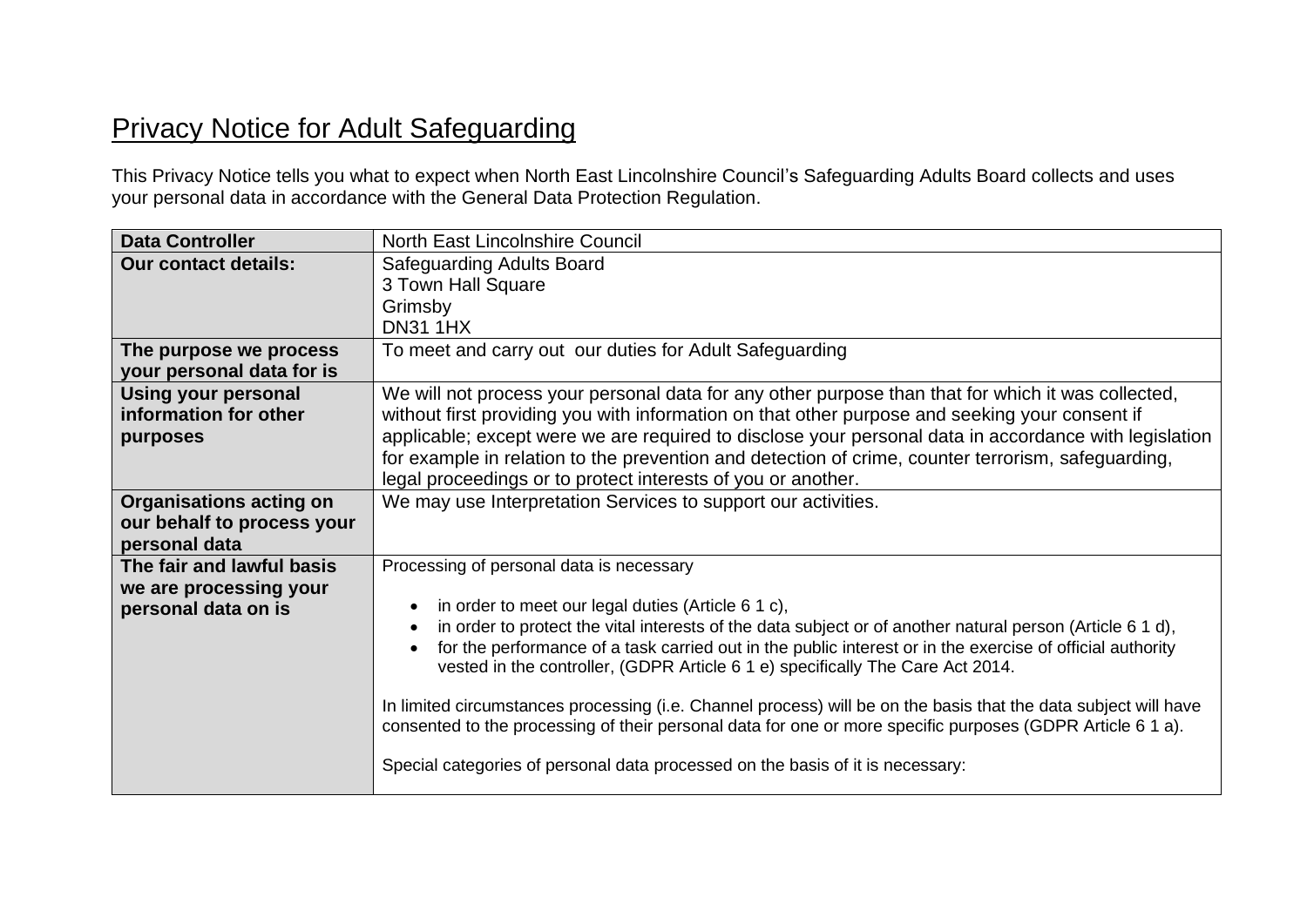# Privacy Notice for Adult Safeguarding

This Privacy Notice tells you what to expect when North East Lincolnshire Council's Safeguarding Adults Board collects and uses your personal data in accordance with the General Data Protection Regulation.

| **Data Controller** | North East Lincolnshire Council |
|---|---|
| **Our contact details:** | Safeguarding Adults Board<br>3 Town Hall Square<br>Grimsby<br>DN31 1HX |
| **The purpose we process your personal data for is** | To meet and carry out our duties for Adult Safeguarding |
| **Using your personal information for other purposes** | We will not process your personal data for any other purpose than that for which it was collected, without first providing you with information on that other purpose and seeking your consent if applicable; except were we are required to disclose your personal data in accordance with legislation for example in relation to the prevention and detection of crime, counter terrorism, safeguarding, legal proceedings or to protect interests of you or another. |
| **Organisations acting on our behalf to process your personal data** | We may use Interpretation Services to support our activities. |
| **The fair and lawful basis we are processing your personal data on is** | Processing of personal data is necessary<br><br>• in order to meet our legal duties (Article 6 1 c),<br>• in order to protect the vital interests of the data subject or of another natural person (Article 6 1 d),<br>• for the performance of a task carried out in the public interest or in the exercise of official authority vested in the controller, (GDPR Article 6 1 e) specifically The Care Act 2014.<br><br>In limited circumstances processing (i.e. Channel process) will be on the basis that the data subject will have consented to the processing of their personal data for one or more specific purposes (GDPR Article 6 1 a).<br><br>Special categories of personal data processed on the basis of it is necessary: |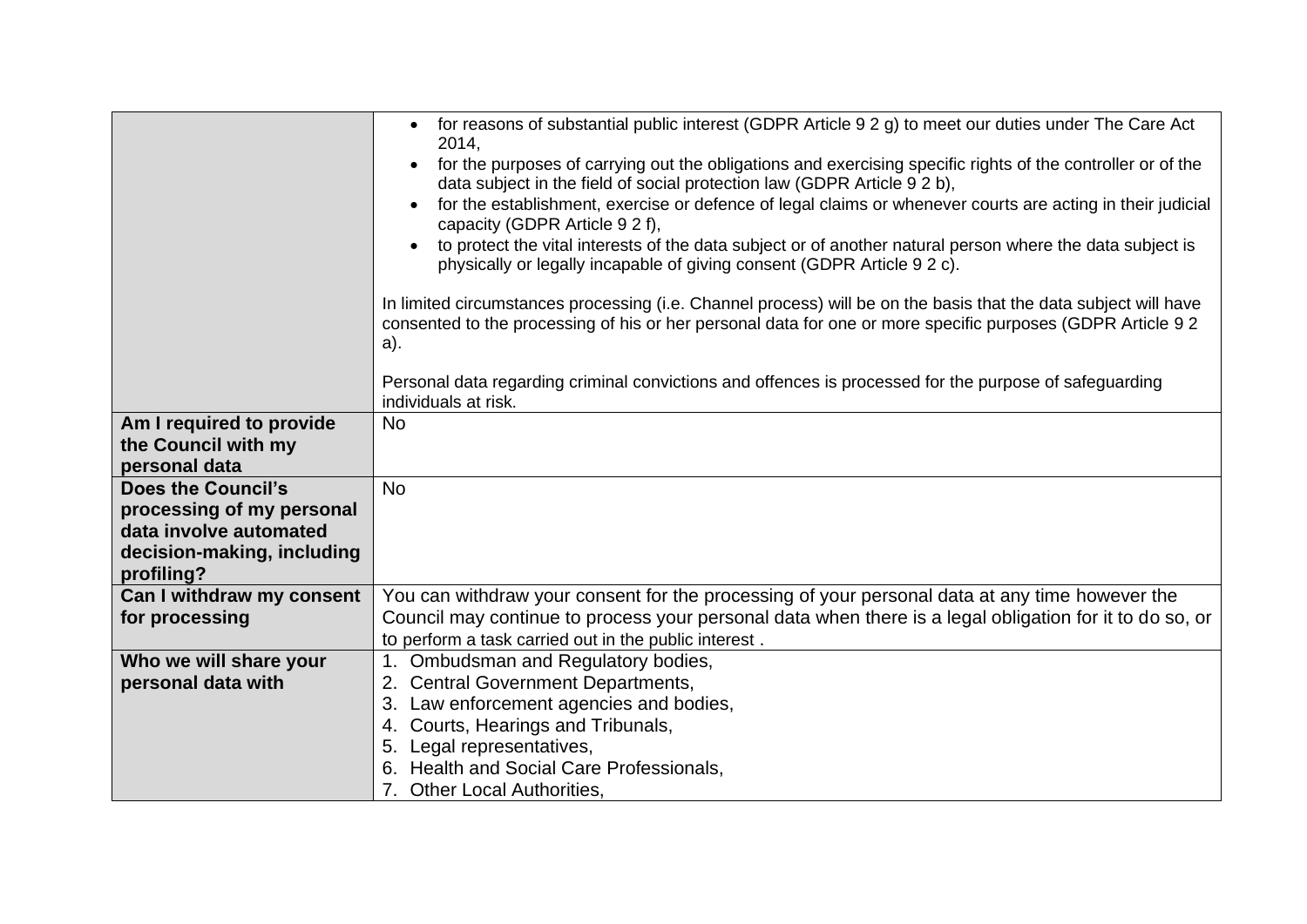| | |
|---|---|
| | • for reasons of substantial public interest (GDPR Article 9 2 g) to meet our duties under The Care Act 2014,<br>• for the purposes of carrying out the obligations and exercising specific rights of the controller or of the data subject in the field of social protection law (GDPR Article 9 2 b),<br>• for the establishment, exercise or defence of legal claims or whenever courts are acting in their judicial capacity (GDPR Article 9 2 f),<br>• to protect the vital interests of the data subject or of another natural person where the data subject is physically or legally incapable of giving consent (GDPR Article 9 2 c).<br><br>In limited circumstances processing (i.e. Channel process) will be on the basis that the data subject will have consented to the processing of his or her personal data for one or more specific purposes (GDPR Article 9 2 a).<br><br>Personal data regarding criminal convictions and offences is processed for the purpose of safeguarding individuals at risk. |
| **Am I required to provide the Council with my personal data** | No |
| **Does the Council's processing of my personal data involve automated decision-making, including profiling?** | No |
| **Can I withdraw my consent for processing** | You can withdraw your consent for the processing of your personal data at any time however the Council may continue to process your personal data when there is a legal obligation for it to do so, or to perform a task carried out in the public interest . |
| **Who we will share your personal data with** | 1. Ombudsman and Regulatory bodies,<br>2. Central Government Departments,<br>3. Law enforcement agencies and bodies,<br>4. Courts, Hearings and Tribunals,<br>5. Legal representatives,<br>6. Health and Social Care Professionals,<br>7. Other Local Authorities, |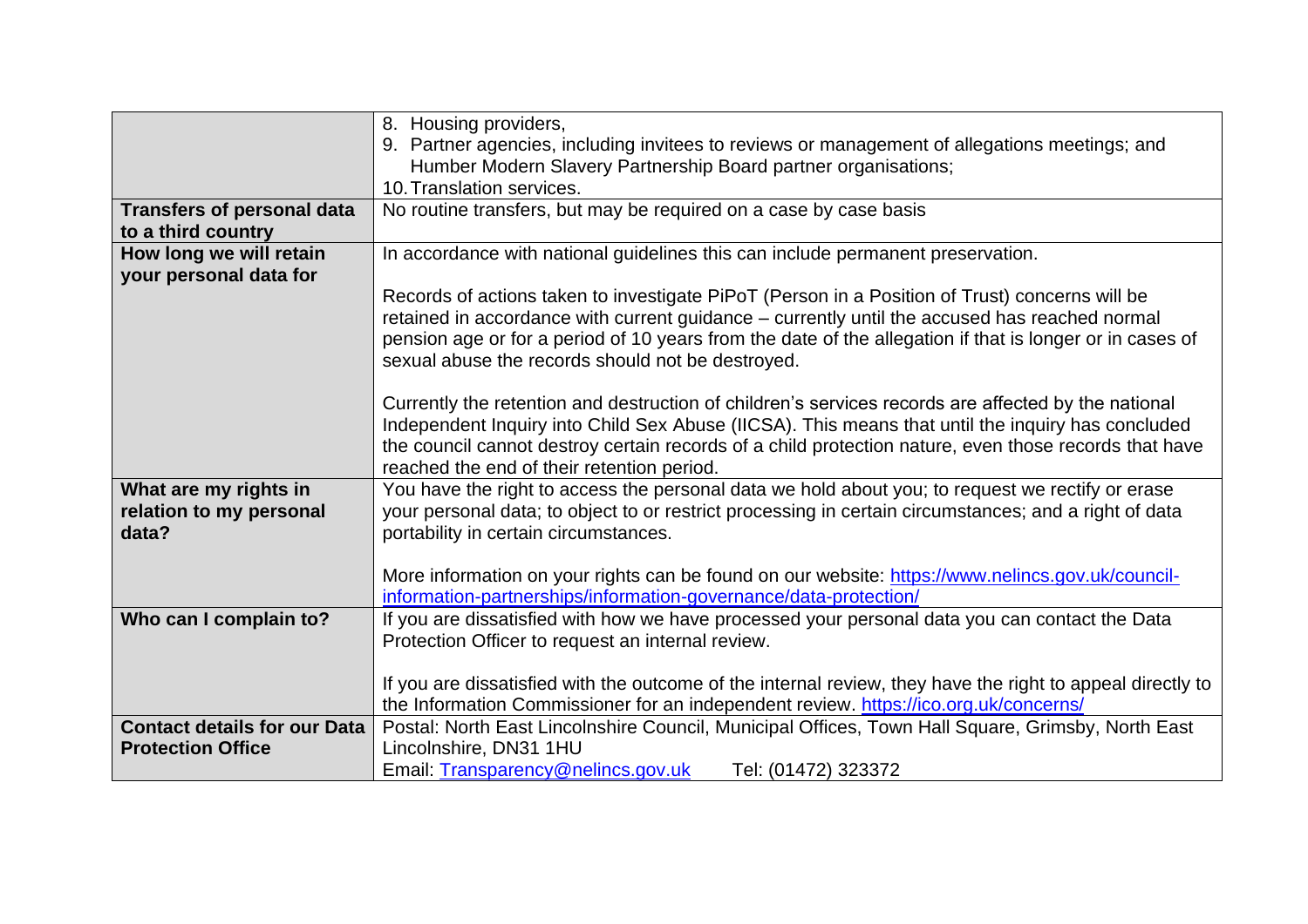| | |
|---|---|
| | 8. Housing providers,<br>9. Partner agencies, including invitees to reviews or management of allegations meetings; and Humber Modern Slavery Partnership Board partner organisations;<br>10. Translation services. |
| **Transfers of personal data to a third country** | No routine transfers, but may be required on a case by case basis |
| **How long we will retain your personal data for** | In accordance with national guidelines this can include permanent preservation.<br><br>Records of actions taken to investigate PiPoT (Person in a Position of Trust) concerns will be retained in accordance with current guidance – currently until the accused has reached normal pension age or for a period of 10 years from the date of the allegation if that is longer or in cases of sexual abuse the records should not be destroyed.<br><br>Currently the retention and destruction of children's services records are affected by the national Independent Inquiry into Child Sex Abuse (IICSA). This means that until the inquiry has concluded the council cannot destroy certain records of a child protection nature, even those records that have reached the end of their retention period. |
| **What are my rights in relation to my personal data?** | You have the right to access the personal data we hold about you; to request we rectify or erase your personal data; to object to or restrict processing in certain circumstances; and a right of data portability in certain circumstances.<br><br>More information on your rights can be found on our website: https://www.nelincs.gov.uk/council-information-partnerships/information-governance/data-protection/ |
| **Who can I complain to?** | If you are dissatisfied with how we have processed your personal data you can contact the Data Protection Officer to request an internal review.<br><br>If you are dissatisfied with the outcome of the internal review, they have the right to appeal directly to the Information Commissioner for an independent review. https://ico.org.uk/concerns/ |
| **Contact details for our Data Protection Office** | Postal: North East Lincolnshire Council, Municipal Offices, Town Hall Square, Grimsby, North East Lincolnshire, DN31 1HU<br>Email: Transparency@nelincs.gov.uk Tel: (01472) 323372 |